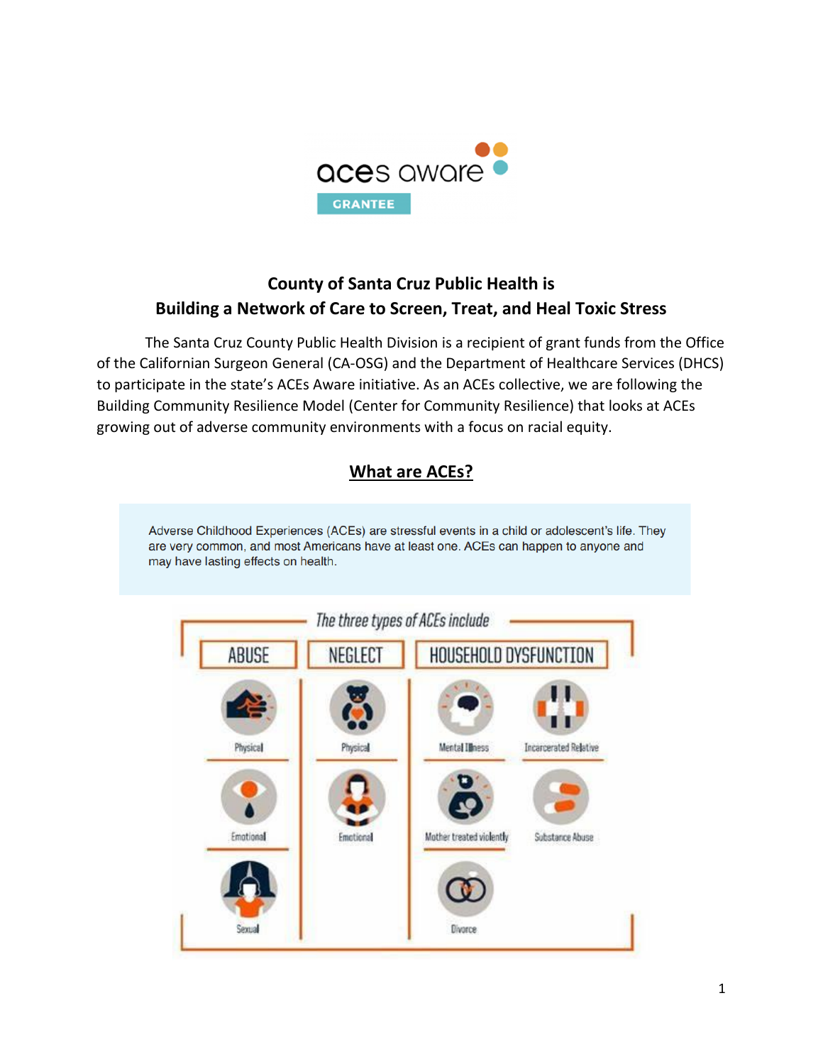aces aware

GRANTEE

## County of Santa Cruz Public Health is Building a Network of Care to Screen, Treat, and Heal Toxic Stress

The Santa Cruz County Public Health Division is a recipient of grant funds from the Office of the Californian Surgeon General (CA-OSG) and the Department of Healthcare Services (DHCS) to participate in the state's ACEs Aware initiative. As an ACEs collective, we are following the Building Community Resilience Model (Center for Community Resilience) that looks at ACEs growing out of adverse community environments with a focus on racial equity.

## What are ACEs?

Adverse Childhood Experiences (ACEs) are stressful events in a child or adolescent's life. They are very common, and most Americans have at least one. ACEs can happen to anyone and may have lasting effects on health.

*The three types of ACEs include*

| ABUSE | NEGLECT | HOUSEHOLD DYSFUNCTION | |
| --- | --- | --- | --- |
| Physical | Physical | Mental Illness | Incarcerated Relative |
| Emotional | Emotional | Mother treated violently | Substance Abuse |
| Sexual | | Divorce | |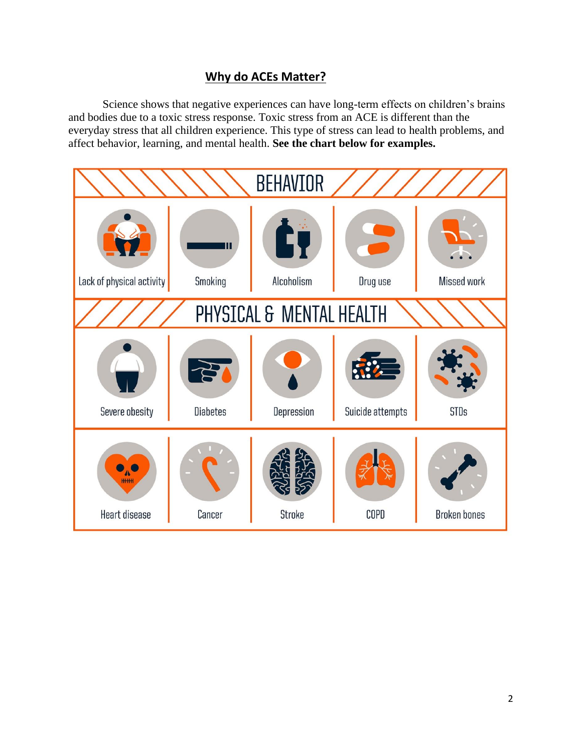## Why do ACEs Matter?

Science shows that negative experiences can have long-term effects on children's brains and bodies due to a toxic stress response. Toxic stress from an ACE is different than the everyday stress that all children experience. This type of stress can lead to health problems, and affect behavior, learning, and mental health. **See the chart below for examples.**

| BEHAVIOR | | | | |
|---|---|---|---|---|
| Lack of physical activity | Smoking | Alcoholism | Drug use | Missed work |
| **PHYSICAL & MENTAL HEALTH** | | | | |
| Severe obesity | Diabetes | Depression | Suicide attempts | STDs |
| Heart disease | Cancer | Stroke | COPD | Broken bones |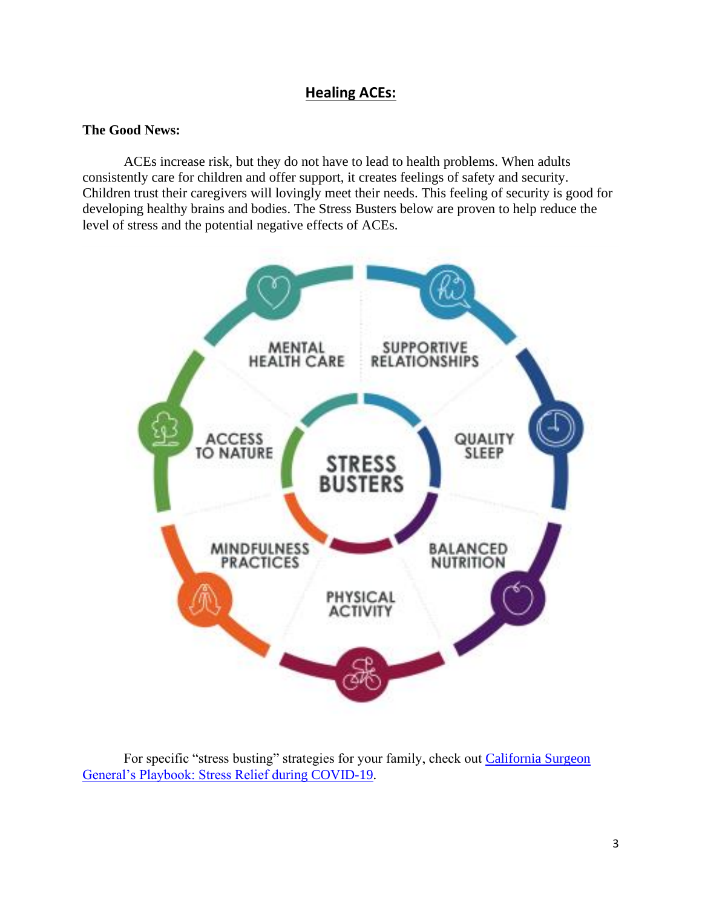## Healing ACEs:

**The Good News:**

ACEs increase risk, but they do not have to lead to health problems. When adults consistently care for children and offer support, it creates feelings of safety and security. Children trust their caregivers will lovingly meet their needs. This feeling of security is good for developing healthy brains and bodies. The Stress Busters below are proven to help reduce the level of stress and the potential negative effects of ACEs.

STRESS BUSTERS

- SUPPORTIVE RELATIONSHIPS
- QUALITY SLEEP
- BALANCED NUTRITION
- PHYSICAL ACTIVITY
- MINDFULNESS PRACTICES
- ACCESS TO NATURE
- MENTAL HEALTH CARE

For specific "stress busting" strategies for your family, check out [California Surgeon General's Playbook: Stress Relief during COVID-19]().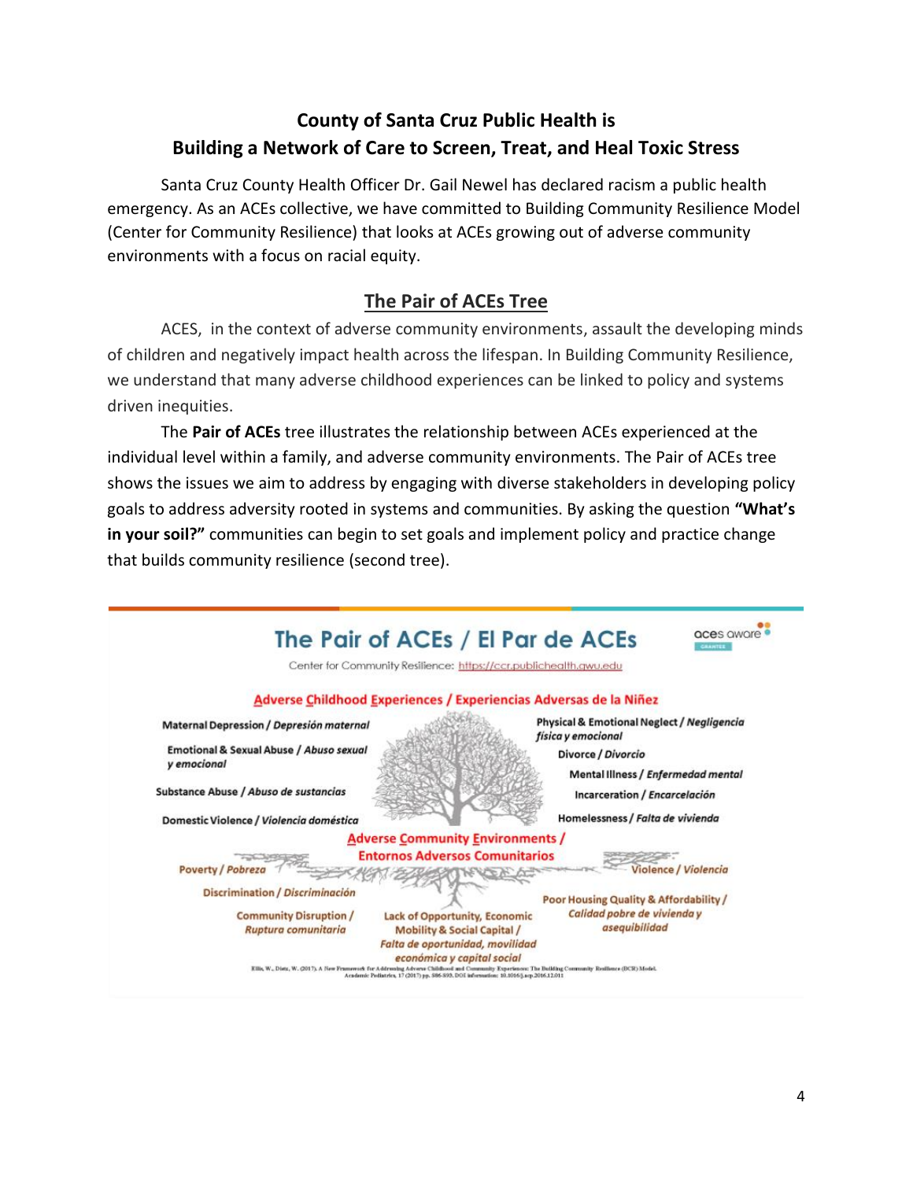## County of Santa Cruz Public Health is Building a Network of Care to Screen, Treat, and Heal Toxic Stress

Santa Cruz County Health Officer Dr. Gail Newel has declared racism a public health emergency. As an ACEs collective, we have committed to Building Community Resilience Model (Center for Community Resilience) that looks at ACEs growing out of adverse community environments with a focus on racial equity.

### The Pair of ACEs Tree

ACES, in the context of adverse community environments, assault the developing minds of children and negatively impact health across the lifespan. In Building Community Resilience, we understand that many adverse childhood experiences can be linked to policy and systems driven inequities.

The **Pair of ACEs** tree illustrates the relationship between ACEs experienced at the individual level within a family, and adverse community environments. The Pair of ACEs tree shows the issues we aim to address by engaging with diverse stakeholders in developing policy goals to address adversity rooted in systems and communities. By asking the question **"What's in your soil?"** communities can begin to set goals and implement policy and practice change that builds community resilience (second tree).

**The Pair of ACEs / El Par de ACEs**

aces aware GRANTEE

Center for Community Resilience: https://ccr.publichealth.gwu.edu

**Adverse Childhood Experiences / Experiencias Adversas de la Niñez**

- Maternal Depression / *Depresión maternal*
- Emotional & Sexual Abuse / *Abuso sexual y emocional*
- Substance Abuse / *Abuso de sustancias*
- Domestic Violence / *Violencia doméstica*
- Physical & Emotional Neglect / *Negligencia física y emocional*
- Divorce / *Divorcio*
- Mental Illness / *Enfermedad mental*
- Incarceration / *Encarcelación*
- Homelessness / *Falta de vivienda*

**Adverse Community Environments / Entornos Adversos Comunitarios**

- Poverty / *Pobreza*
- Discrimination / *Discriminación*
- Community Disruption / *Ruptura comunitaria*
- Lack of Opportunity, Economic Mobility & Social Capital / *Falta de oportunidad, movilidad económica y capital social*
- Poor Housing Quality & Affordability / *Calidad pobre de vivienda y asequibilidad*
- Violence / *Violencia*

Ellis, W., Dietz, W. (2017). A New Framework for Addressing Adverse Childhood and Community Experiences: The Building Community Resilience (BCR) Model. Academic Pediatrics, 17 (2017) pp. S86-S93. DOI information: 10.1016/j.acap.2016.12.011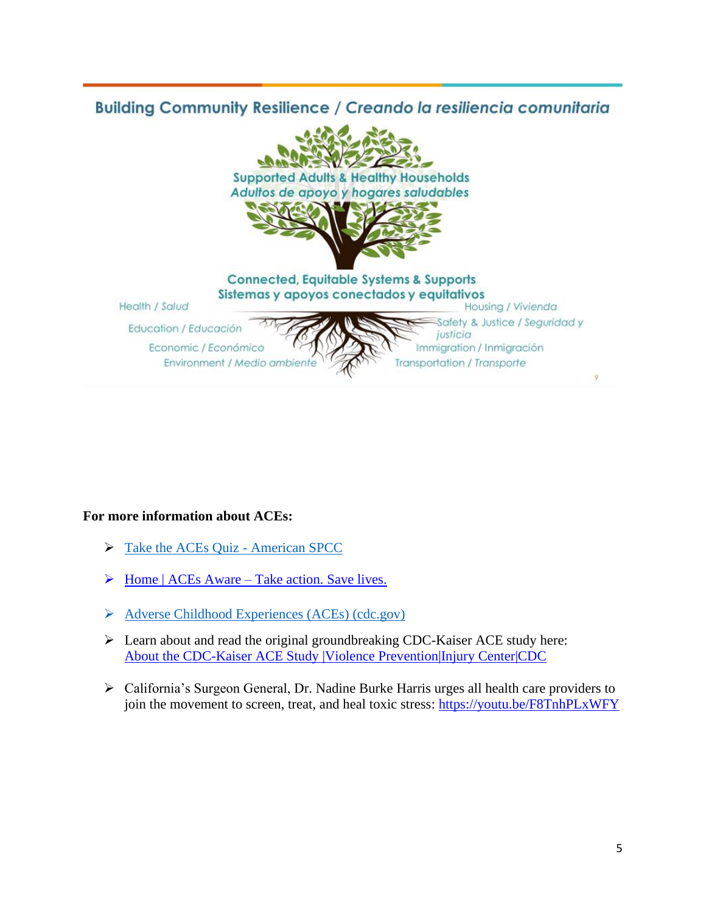## Building Community Resilience / *Creando la resiliencia comunitaria*

**Supported Adults & Healthy Households**
***Adultos de apoyo y hogares saludables***

**Connected, Equitable Systems & Supports**
**Sistemas y apoyos conectados y equitativos**

Health / *Salud*

Education / *Educación*

Economic / *Económico*

Environment / *Medio ambiente*

Housing / *Vivienda*

Safety & Justice / *Seguridad y justicia*

Immigration / *Inmigración*

Transportation / *Transporte*

**For more information about ACEs:**

- [Take the ACEs Quiz - American SPCC]
- [Home | ACEs Aware – Take action. Save lives.]
- [Adverse Childhood Experiences (ACEs) (cdc.gov)]
- Learn about and read the original groundbreaking CDC-Kaiser ACE study here: [About the CDC-Kaiser ACE Study |Violence Prevention|Injury Center|CDC]
- California's Surgeon General, Dr. Nadine Burke Harris urges all health care providers to join the movement to screen, treat, and heal toxic stress: https://youtu.be/F8TnhPLxWFY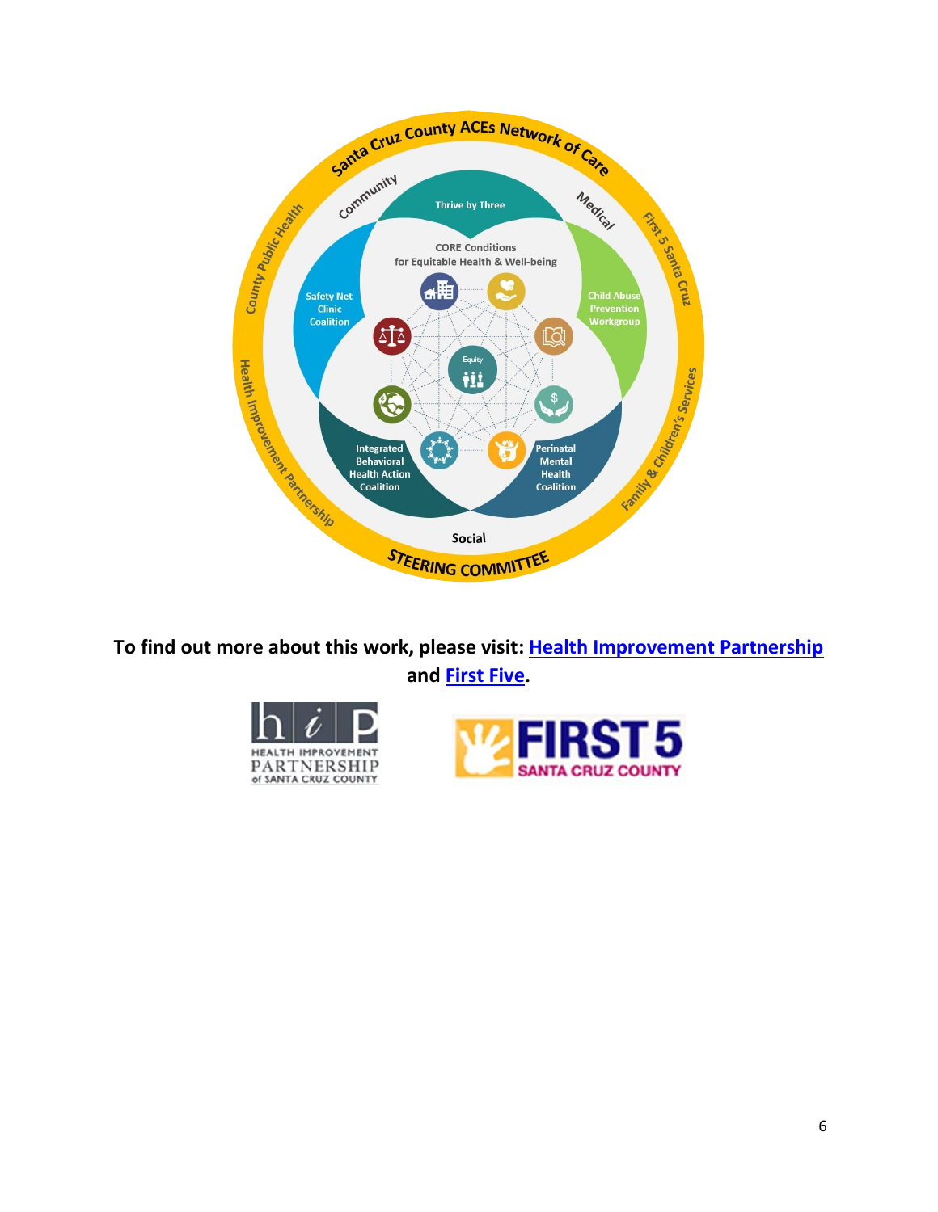Santa Cruz County ACEs Network of Care

Community

Thrive by Three

Medical

First 5 Santa Cruz

County Public Health

Safety Net Clinic Coalition

CORE Conditions for Equitable Health & Well-being

Equity

Child Abuse Prevention Workgroup

Health Improvement Partnership

Integrated Behavioral Health Action Coalition

Perinatal Mental Health Coalition

Family & Children's Services

Social

STEERING COMMITTEE

**To find out more about this work, please visit: [Health Improvement Partnership] and [First Five].**

HEALTH IMPROVEMENT PARTNERSHIP of SANTA CRUZ COUNTY

FIRST 5 SANTA CRUZ COUNTY